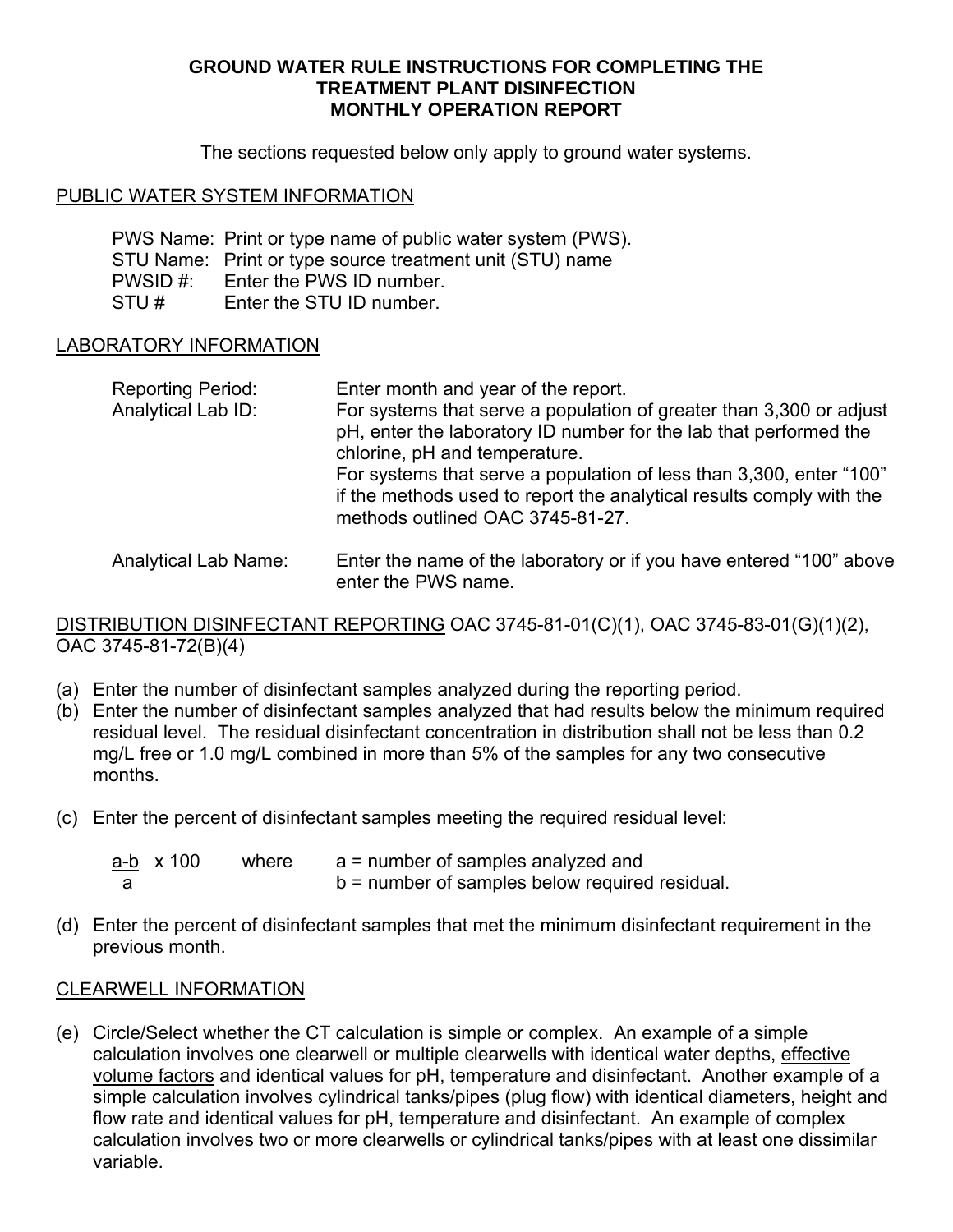# GROUND WATER RULE INSTRUCTIONS FOR COMPLETING THE TREATMENT PLANT DISINFECTION MONTHLY OPERATION REPORT

The sections requested below only apply to ground water systems.

## PUBLIC WATER SYSTEM INFORMATION

PWS Name: Print or type name of public water system (PWS).
STU Name: Print or type source treatment unit (STU) name
PWSID #: Enter the PWS ID number.
STU # Enter the STU ID number.

## LABORATORY INFORMATION

Reporting Period: Enter month and year of the report.

Analytical Lab ID: For systems that serve a population of greater than 3,300 or adjust pH, enter the laboratory ID number for the lab that performed the chlorine, pH and temperature.
For systems that serve a population of less than 3,300, enter "100" if the methods used to report the analytical results comply with the methods outlined OAC 3745-81-27.

Analytical Lab Name: Enter the name of the laboratory or if you have entered "100" above enter the PWS name.

## DISTRIBUTION DISINFECTANT REPORTING OAC 3745-81-01(C)(1), OAC 3745-83-01(G)(1)(2), OAC 3745-81-72(B)(4)

(a) Enter the number of disinfectant samples analyzed during the reporting period.

(b) Enter the number of disinfectant samples analyzed that had results below the minimum required residual level. The residual disinfectant concentration in distribution shall not be less than 0.2 mg/L free or 1.0 mg/L combined in more than 5% of the samples for any two consecutive months.

(c) Enter the percent of disinfectant samples meeting the required residual level:

$$\frac{a-b}{a} \times 100$$

where a = number of samples analyzed and
b = number of samples below required residual.

(d) Enter the percent of disinfectant samples that met the minimum disinfectant requirement in the previous month.

## CLEARWELL INFORMATION

(e) Circle/Select whether the CT calculation is simple or complex. An example of a simple calculation involves one clearwell or multiple clearwells with identical water depths, effective volume factors and identical values for pH, temperature and disinfectant. Another example of a simple calculation involves cylindrical tanks/pipes (plug flow) with identical diameters, height and flow rate and identical values for pH, temperature and disinfectant. An example of complex calculation involves two or more clearwells or cylindrical tanks/pipes with at least one dissimilar variable.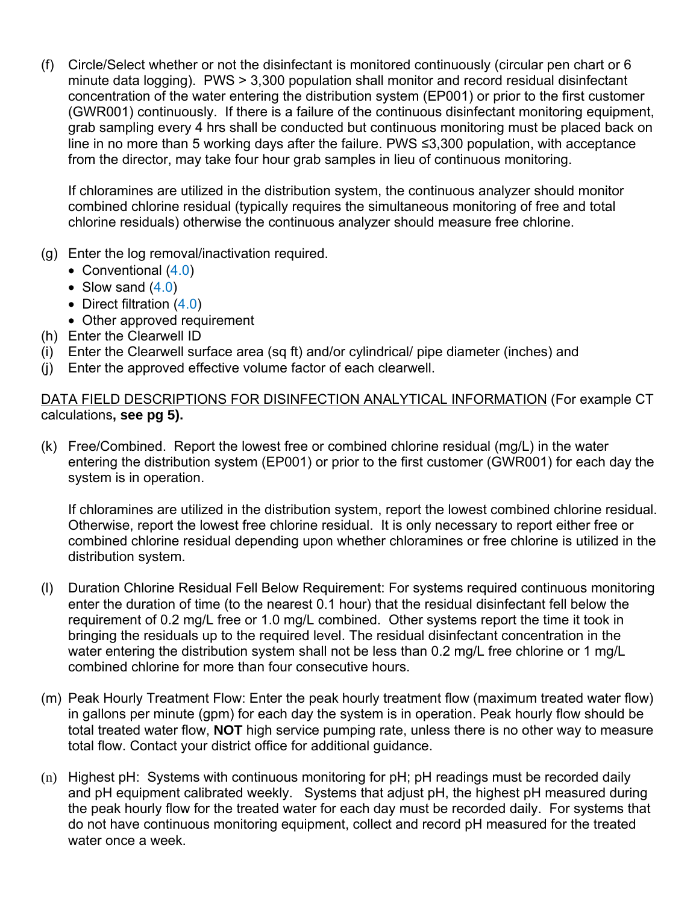(f) Circle/Select whether or not the disinfectant is monitored continuously (circular pen chart or 6 minute data logging). PWS > 3,300 population shall monitor and record residual disinfectant concentration of the water entering the distribution system (EP001) or prior to the first customer (GWR001) continuously. If there is a failure of the continuous disinfectant monitoring equipment, grab sampling every 4 hrs shall be conducted but continuous monitoring must be placed back on line in no more than 5 working days after the failure. PWS ≤3,300 population, with acceptance from the director, may take four hour grab samples in lieu of continuous monitoring.

If chloramines are utilized in the distribution system, the continuous analyzer should monitor combined chlorine residual (typically requires the simultaneous monitoring of free and total chlorine residuals) otherwise the continuous analyzer should measure free chlorine.

(g) Enter the log removal/inactivation required.
- Conventional (4.0)
- Slow sand (4.0)
- Direct filtration (4.0)
- Other approved requirement

(h) Enter the Clearwell ID

(i) Enter the Clearwell surface area (sq ft) and/or cylindrical/ pipe diameter (inches) and

(j) Enter the approved effective volume factor of each clearwell.

<u>DATA FIELD DESCRIPTIONS FOR DISINFECTION ANALYTICAL INFORMATION</u> (For example CT calculations**, see pg 5).**

(k) Free/Combined. Report the lowest free or combined chlorine residual (mg/L) in the water entering the distribution system (EP001) or prior to the first customer (GWR001) for each day the system is in operation.

If chloramines are utilized in the distribution system, report the lowest combined chlorine residual. Otherwise, report the lowest free chlorine residual. It is only necessary to report either free or combined chlorine residual depending upon whether chloramines or free chlorine is utilized in the distribution system.

(l) Duration Chlorine Residual Fell Below Requirement: For systems required continuous monitoring enter the duration of time (to the nearest 0.1 hour) that the residual disinfectant fell below the requirement of 0.2 mg/L free or 1.0 mg/L combined. Other systems report the time it took in bringing the residuals up to the required level. The residual disinfectant concentration in the water entering the distribution system shall not be less than 0.2 mg/L free chlorine or 1 mg/L combined chlorine for more than four consecutive hours.

(m) Peak Hourly Treatment Flow: Enter the peak hourly treatment flow (maximum treated water flow) in gallons per minute (gpm) for each day the system is in operation. Peak hourly flow should be total treated water flow, **NOT** high service pumping rate, unless there is no other way to measure total flow. Contact your district office for additional guidance.

(n) Highest pH: Systems with continuous monitoring for pH; pH readings must be recorded daily and pH equipment calibrated weekly. Systems that adjust pH, the highest pH measured during the peak hourly flow for the treated water for each day must be recorded daily. For systems that do not have continuous monitoring equipment, collect and record pH measured for the treated water once a week.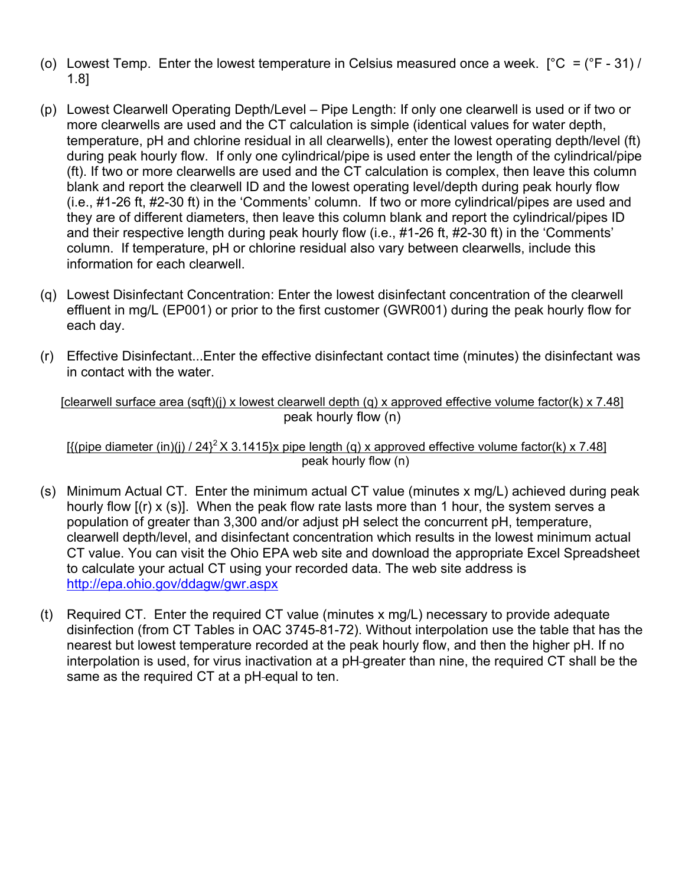(o) Lowest Temp. Enter the lowest temperature in Celsius measured once a week. [°C = (°F - 31) / 1.8]

(p) Lowest Clearwell Operating Depth/Level – Pipe Length: If only one clearwell is used or if two or more clearwells are used and the CT calculation is simple (identical values for water depth, temperature, pH and chlorine residual in all clearwells), enter the lowest operating depth/level (ft) during peak hourly flow. If only one cylindrical/pipe is used enter the length of the cylindrical/pipe (ft). If two or more clearwells are used and the CT calculation is complex, then leave this column blank and report the clearwell ID and the lowest operating level/depth during peak hourly flow (i.e., #1-26 ft, #2-30 ft) in the 'Comments' column. If two or more cylindrical/pipes are used and they are of different diameters, then leave this column blank and report the cylindrical/pipes ID and their respective length during peak hourly flow (i.e., #1-26 ft, #2-30 ft) in the 'Comments' column. If temperature, pH or chlorine residual also vary between clearwells, include this information for each clearwell.

(q) Lowest Disinfectant Concentration: Enter the lowest disinfectant concentration of the clearwell effluent in mg/L (EP001) or prior to the first customer (GWR001) during the peak hourly flow for each day.

(r) Effective Disinfectant...Enter the effective disinfectant contact time (minutes) the disinfectant was in contact with the water.

$$\frac{\text{[clearwell surface area (sqft)(j) x lowest clearwell depth (q) x approved effective volume factor(k) x 7.48]}}{\text{peak hourly flow (n)}}$$

$$\frac{\text{[\{(pipe diameter (in)(j) / 24\}}^{2}\text{ X 3.1415\}x pipe length (q) x approved effective volume factor(k) x 7.48]}}{\text{peak hourly flow (n)}}$$

(s) Minimum Actual CT. Enter the minimum actual CT value (minutes x mg/L) achieved during peak hourly flow [(r) x (s)]. When the peak flow rate lasts more than 1 hour, the system serves a population of greater than 3,300 and/or adjust pH select the concurrent pH, temperature, clearwell depth/level, and disinfectant concentration which results in the lowest minimum actual CT value. You can visit the Ohio EPA web site and download the appropriate Excel Spreadsheet to calculate your actual CT using your recorded data. The web site address is http://epa.ohio.gov/ddagw/gwr.aspx

(t) Required CT. Enter the required CT value (minutes x mg/L) necessary to provide adequate disinfection (from CT Tables in OAC 3745-81-72). Without interpolation use the table that has the nearest but lowest temperature recorded at the peak hourly flow, and then the higher pH. If no interpolation is used, for virus inactivation at a pH greater than nine, the required CT shall be the same as the required CT at a pH equal to ten.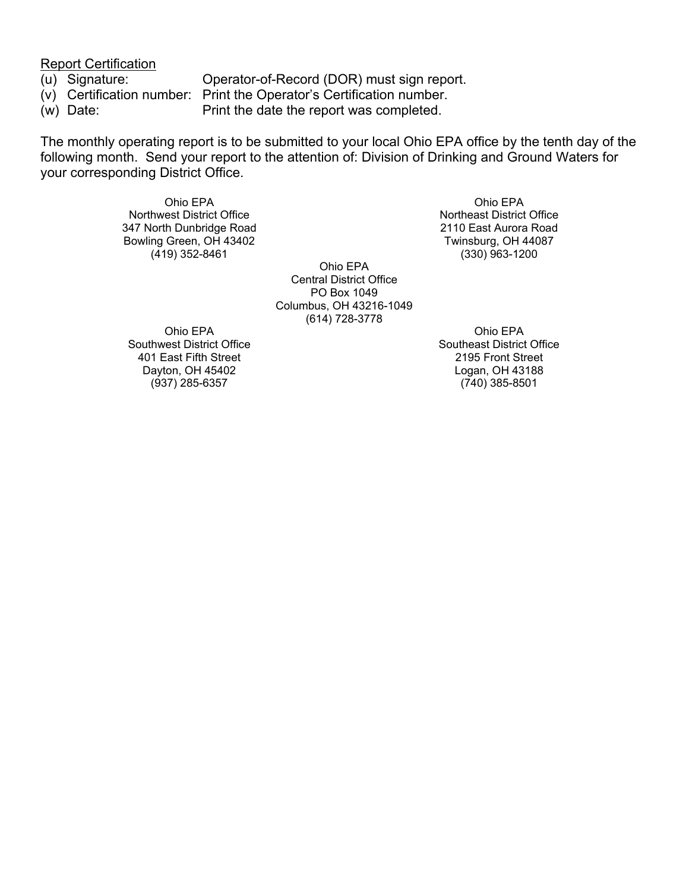<u>Report Certification</u>

(u) Signature: Operator-of-Record (DOR) must sign report.
(v) Certification number: Print the Operator's Certification number.
(w) Date: Print the date the report was completed.

The monthly operating report is to be submitted to your local Ohio EPA office by the tenth day of the following month. Send your report to the attention of: Division of Drinking and Ground Waters for your corresponding District Office.

Ohio EPA
Northwest District Office
347 North Dunbridge Road
Bowling Green, OH 43402
(419) 352-8461

Ohio EPA
Northeast District Office
2110 East Aurora Road
Twinsburg, OH 44087
(330) 963-1200

Ohio EPA
Central District Office
PO Box 1049
Columbus, OH 43216-1049
(614) 728-3778

Ohio EPA
Southwest District Office
401 East Fifth Street
Dayton, OH 45402
(937) 285-6357

Ohio EPA
Southeast District Office
2195 Front Street
Logan, OH 43188
(740) 385-8501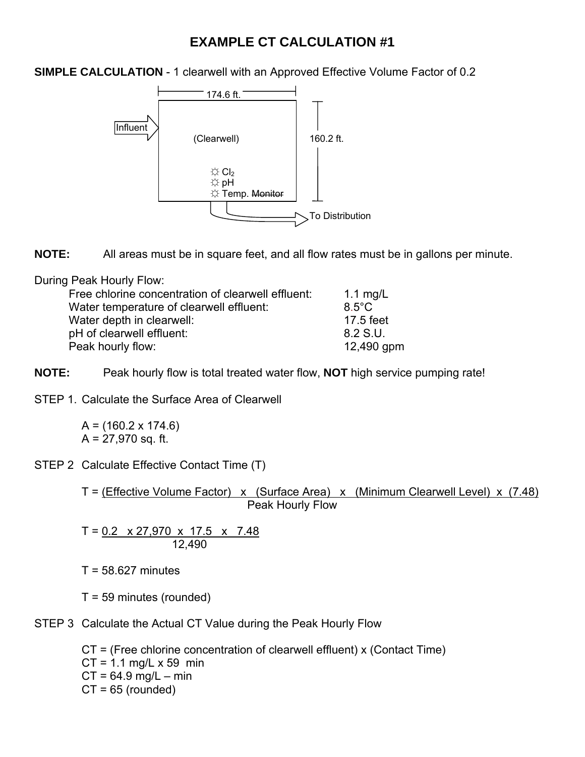# EXAMPLE CT CALCULATION #1

**SIMPLE CALCULATION** - 1 clearwell with an Approved Effective Volume Factor of 0.2

174.6 ft.

Influent

(Clearwell)

160.2 ft.

☼ $Cl_2$
☼ pH
☼ Temp. ~~Monitor~~

To Distribution

**NOTE:** All areas must be in square feet, and all flow rates must be in gallons per minute.

During Peak Hourly Flow:

| | |
|---|---|
| Free chlorine concentration of clearwell effluent: | 1.1 mg/L |
| Water temperature of clearwell effluent: | 8.5°C |
| Water depth in clearwell: | 17.5 feet |
| pH of clearwell effluent: | 8.2 S.U. |
| Peak hourly flow: | 12,490 gpm |

**NOTE:** Peak hourly flow is total treated water flow, **NOT** high service pumping rate!

STEP 1. Calculate the Surface Area of Clearwell

A = (160.2 x 174.6)
A = 27,970 sq. ft.

STEP 2 Calculate Effective Contact Time (T)

$$T = \frac{(\text{Effective Volume Factor}) \times (\text{Surface Area}) \times (\text{Minimum Clearwell Level}) \times (7.48)}{\text{Peak Hourly Flow}}$$

$$T = \frac{0.2 \times 27{,}970 \times 17.5 \times 7.48}{12{,}490}$$

T = 58.627 minutes

T = 59 minutes (rounded)

STEP 3 Calculate the Actual CT Value during the Peak Hourly Flow

CT = (Free chlorine concentration of clearwell effluent) x (Contact Time)
CT = 1.1 mg/L x 59 min
CT = 64.9 mg/L – min
CT = 65 (rounded)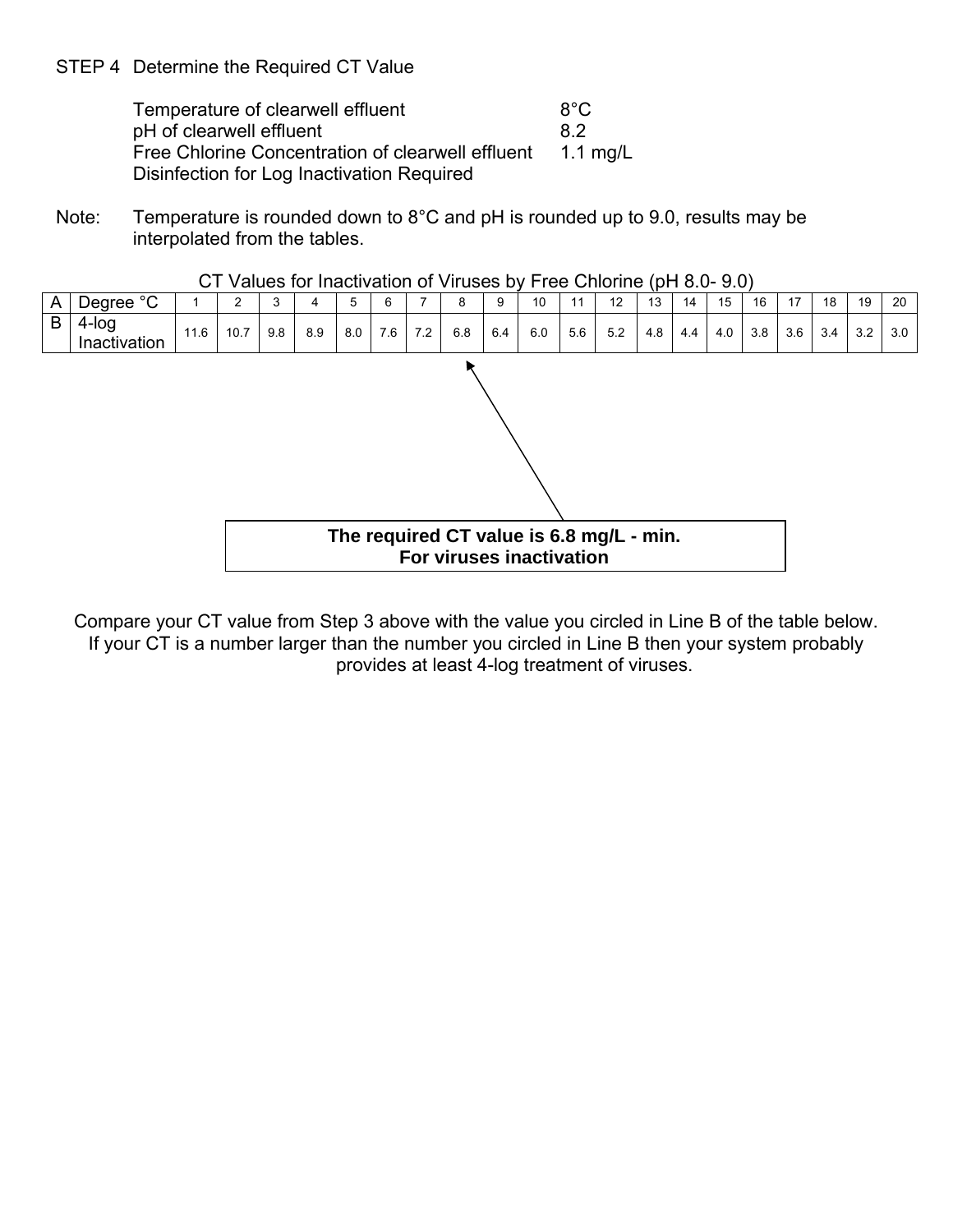STEP 4 Determine the Required CT Value

| | |
|---|---|
| Temperature of clearwell effluent | 8°C |
| pH of clearwell effluent | 8.2 |
| Free Chlorine Concentration of clearwell effluent | 1.1 mg/L |
| Disinfection for Log Inactivation Required | |

Note: Temperature is rounded down to 8°C and pH is rounded up to 9.0, results may be interpolated from the tables.

CT Values for Inactivation of Viruses by Free Chlorine (pH 8.0- 9.0)

| A | Degree °C | 1 | 2 | 3 | 4 | 5 | 6 | 7 | 8 | 9 | 10 | 11 | 12 | 13 | 14 | 15 | 16 | 17 | 18 | 19 | 20 |
|---|---|---|---|---|---|---|---|---|---|---|---|---|---|---|---|---|---|---|---|---|---|
| B | 4-log Inactivation | 11.6 | 10.7 | 9.8 | 8.9 | 8.0 | 7.6 | 7.2 | 6.8 | 6.4 | 6.0 | 5.6 | 5.2 | 4.8 | 4.4 | 4.0 | 3.8 | 3.6 | 3.4 | 3.2 | 3.0 |

**The required CT value is 6.8 mg/L - min.**
**For viruses inactivation**

Compare your CT value from Step 3 above with the value you circled in Line B of the table below. If your CT is a number larger than the number you circled in Line B then your system probably provides at least 4-log treatment of viruses.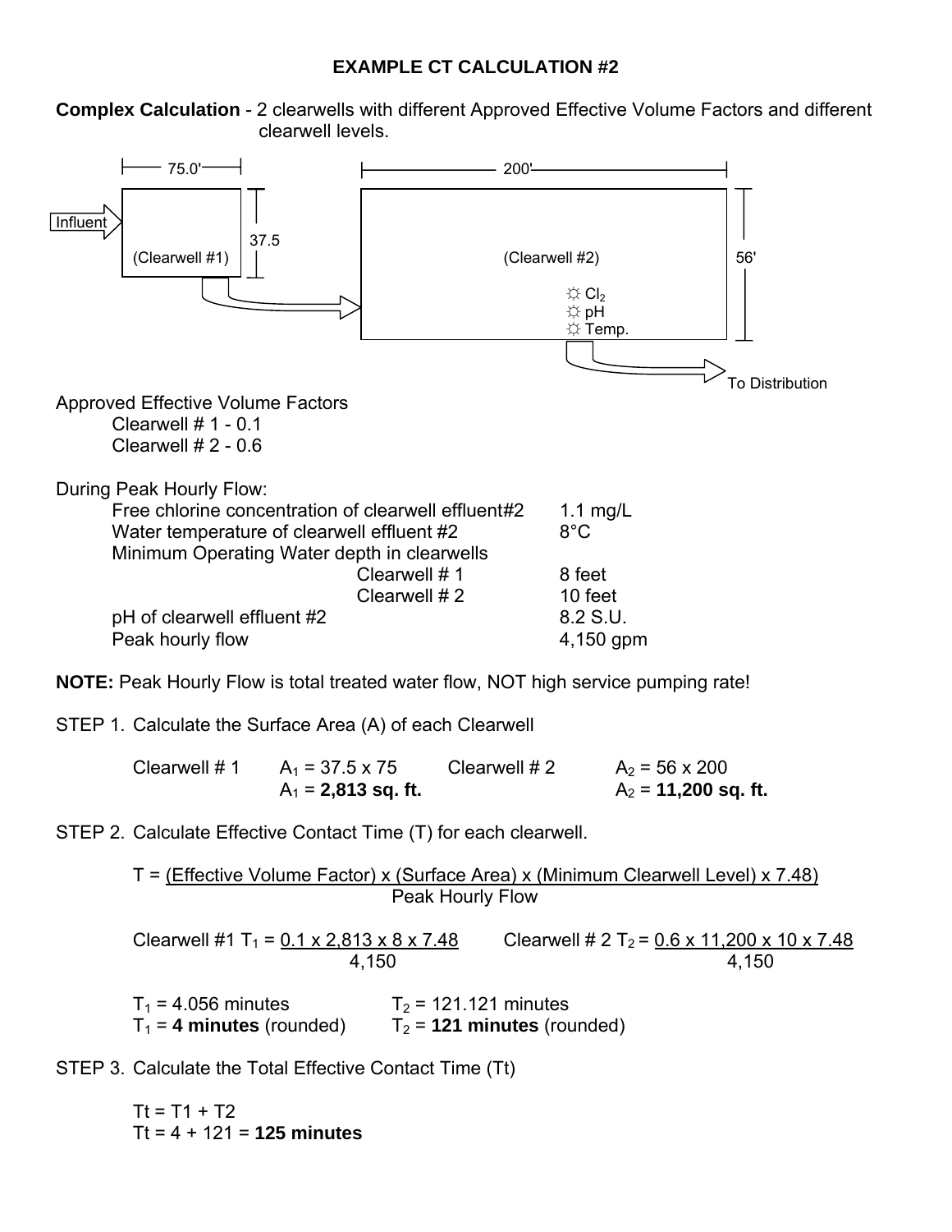## EXAMPLE CT CALCULATION #2

**Complex Calculation** - 2 clearwells with different Approved Effective Volume Factors and different clearwell levels.

Influent → Clearwell #1 (75.0' × 37.5) → Clearwell #2 (200' × 56') [$Cl_2$, pH, Temp.] → To Distribution

Approved Effective Volume Factors

- Clearwell # 1 - 0.1
- Clearwell # 2 - 0.6

During Peak Hourly Flow:

| | |
|---|---|
| Free chlorine concentration of clearwell effluent#2 | 1.1 mg/L |
| Water temperature of clearwell effluent #2 | 8°C |
| Minimum Operating Water depth in clearwells | |
| Clearwell # 1 | 8 feet |
| Clearwell # 2 | 10 feet |
| pH of clearwell effluent #2 | 8.2 S.U. |
| Peak hourly flow | 4,150 gpm |

**NOTE:** Peak Hourly Flow is total treated water flow, NOT high service pumping rate!

STEP 1. Calculate the Surface Area (A) of each Clearwell

Clearwell # 1 $A_1 = 37.5 \times 75$, $A_1 =$ **2,813 sq. ft.**

Clearwell # 2 $A_2 = 56 \times 200$, $A_2 =$ **11,200 sq. ft.**

STEP 2. Calculate Effective Contact Time (T) for each clearwell.

$$T = \frac{\text{(Effective Volume Factor)} \times \text{(Surface Area)} \times \text{(Minimum Clearwell Level)} \times 7.48}{\text{Peak Hourly Flow}}$$

Clearwell #1 $T_1 = \frac{0.1 \times 2{,}813 \times 8 \times 7.48}{4{,}150}$ Clearwell # 2 $T_2 = \frac{0.6 \times 11{,}200 \times 10 \times 7.48}{4{,}150}$

$T_1 = 4.056$ minutes $T_2 = 121.121$ minutes

$T_1 =$ **4 minutes** (rounded) $T_2 =$ **121 minutes** (rounded)

STEP 3. Calculate the Total Effective Contact Time (Tt)

$Tt = T1 + T2$

$Tt = 4 + 121 =$ **125 minutes**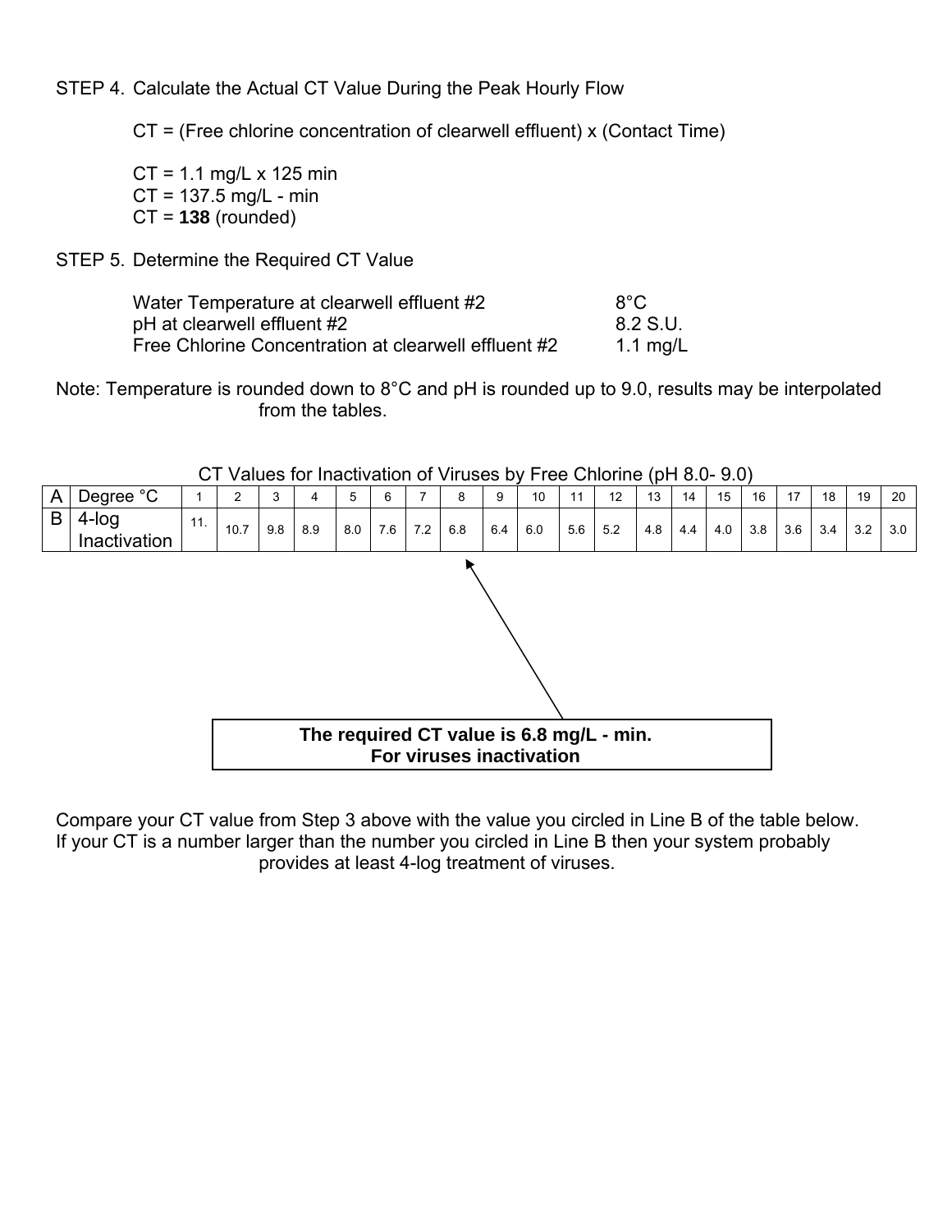STEP 4. Calculate the Actual CT Value During the Peak Hourly Flow

CT = (Free chlorine concentration of clearwell effluent) x (Contact Time)

CT = 1.1 mg/L x 125 min
CT = 137.5 mg/L - min
CT = **138** (rounded)

STEP 5. Determine the Required CT Value

| | |
|---|---|
| Water Temperature at clearwell effluent #2 | 8°C |
| pH at clearwell effluent #2 | 8.2 S.U. |
| Free Chlorine Concentration at clearwell effluent #2 | 1.1 mg/L |

Note: Temperature is rounded down to 8°C and pH is rounded up to 9.0, results may be interpolated from the tables.

CT Values for Inactivation of Viruses by Free Chlorine (pH 8.0- 9.0)

| A | Degree °C | 1 | 2 | 3 | 4 | 5 | 6 | 7 | 8 | 9 | 10 | 11 | 12 | 13 | 14 | 15 | 16 | 17 | 18 | 19 | 20 |
|---|---|---|---|---|---|---|---|---|---|---|---|---|---|---|---|---|---|---|---|---|---|
| B | 4-log Inactivation | 11. | 10.7 | 9.8 | 8.9 | 8.0 | 7.6 | 7.2 | 6.8 | 6.4 | 6.0 | 5.6 | 5.2 | 4.8 | 4.4 | 4.0 | 3.8 | 3.6 | 3.4 | 3.2 | 3.0 |

**The required CT value is 6.8 mg/L - min.**
**For viruses inactivation**

Compare your CT value from Step 3 above with the value you circled in Line B of the table below. If your CT is a number larger than the number you circled in Line B then your system probably provides at least 4-log treatment of viruses.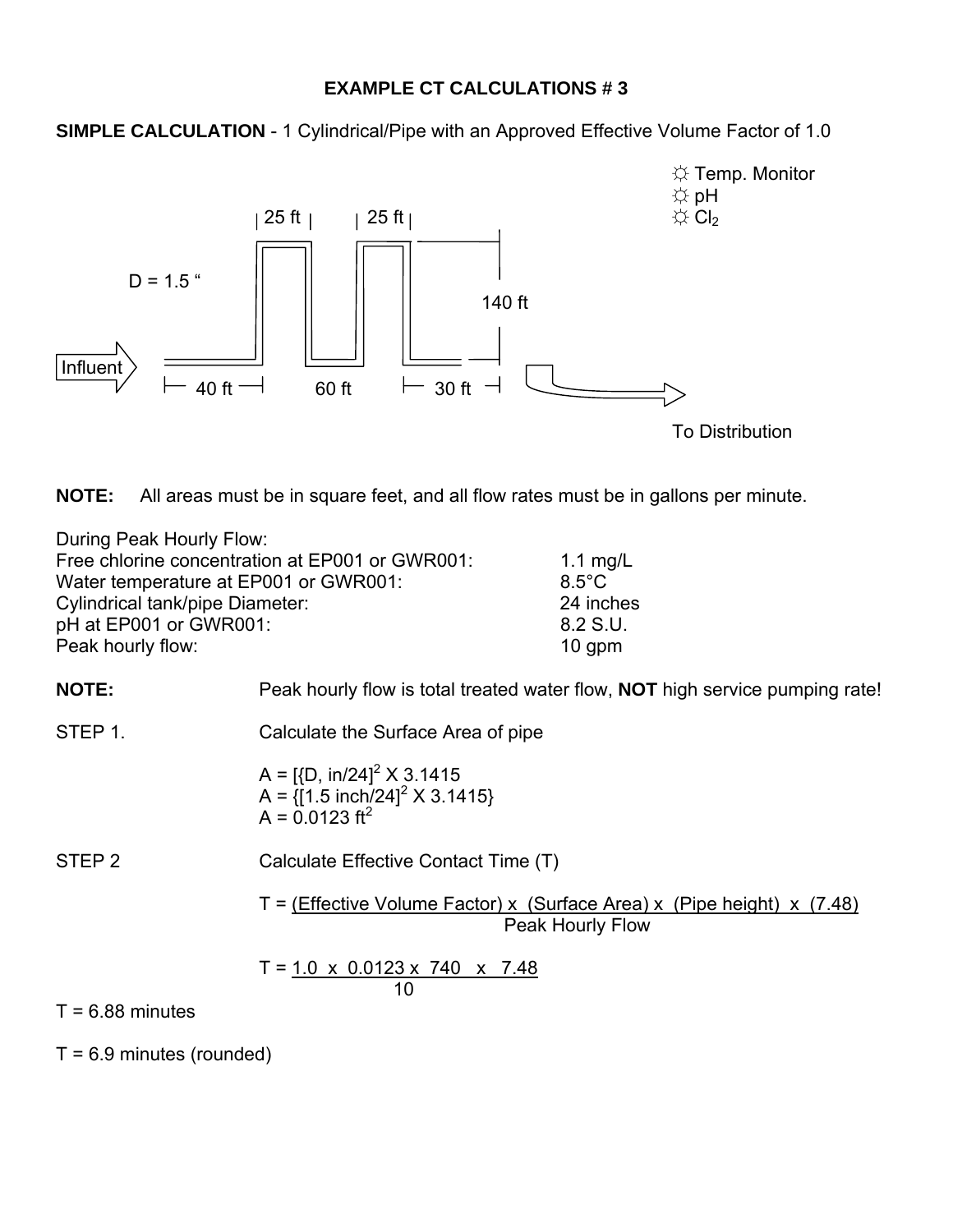# EXAMPLE CT CALCULATIONS # 3

**SIMPLE CALCULATION** - 1 Cylindrical/Pipe with an Approved Effective Volume Factor of 1.0

☼ Temp. Monitor
☼ pH
☼ $Cl_2$

D = 1.5 "

25 ft | 25 ft | 140 ft

Influent

40 ft | 60 ft | 30 ft

To Distribution

**NOTE:** All areas must be in square feet, and all flow rates must be in gallons per minute.

During Peak Hourly Flow:

| | |
|---|---|
| Free chlorine concentration at EP001 or GWR001: | 1.1 mg/L |
| Water temperature at EP001 or GWR001: | 8.5°C |
| Cylindrical tank/pipe Diameter: | 24 inches |
| pH at EP001 or GWR001: | 8.2 S.U. |
| Peak hourly flow: | 10 gpm |

**NOTE:** Peak hourly flow is total treated water flow, **NOT** high service pumping rate!

STEP 1. Calculate the Surface Area of pipe

$A = [\{D, in/24]^2 \times 3.1415$

$A = \{[1.5 \text{ inch}/24]^2 \times 3.1415\}$

$A = 0.0123 \text{ ft}^2$

STEP 2 Calculate Effective Contact Time (T)

$$T = \frac{(\text{Effective Volume Factor}) \times (\text{Surface Area}) \times (\text{Pipe height}) \times (7.48)}{\text{Peak Hourly Flow}}$$

$$T = \frac{1.0 \times 0.0123 \times 740 \times 7.48}{10}$$

T = 6.88 minutes

T = 6.9 minutes (rounded)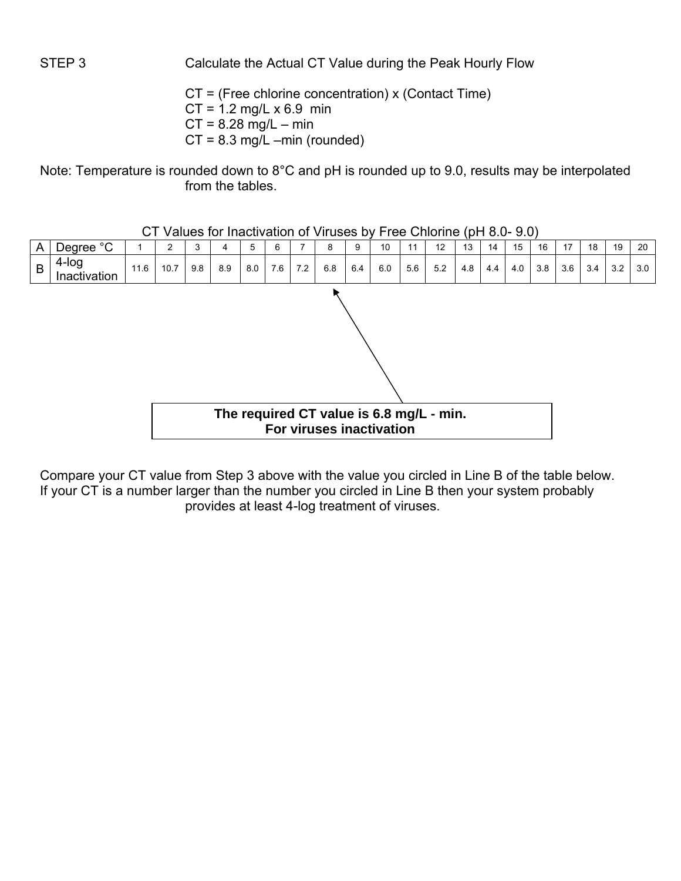STEP 3 Calculate the Actual CT Value during the Peak Hourly Flow

CT = (Free chlorine concentration) x (Contact Time)
CT = 1.2 mg/L x 6.9 min
CT = 8.28 mg/L – min
CT = 8.3 mg/L –min (rounded)

Note: Temperature is rounded down to 8°C and pH is rounded up to 9.0, results may be interpolated from the tables.

CT Values for Inactivation of Viruses by Free Chlorine (pH 8.0- 9.0)

| A | Degree °C | 1 | 2 | 3 | 4 | 5 | 6 | 7 | 8 | 9 | 10 | 11 | 12 | 13 | 14 | 15 | 16 | 17 | 18 | 19 | 20 |
|---|---|---|---|---|---|---|---|---|---|---|---|---|---|---|---|---|---|---|---|---|---|
| B | 4-log Inactivation | 11.6 | 10.7 | 9.8 | 8.9 | 8.0 | 7.6 | 7.2 | 6.8 | 6.4 | 6.0 | 5.6 | 5.2 | 4.8 | 4.4 | 4.0 | 3.8 | 3.6 | 3.4 | 3.2 | 3.0 |

**The required CT value is 6.8 mg/L - min. For viruses inactivation**

Compare your CT value from Step 3 above with the value you circled in Line B of the table below. If your CT is a number larger than the number you circled in Line B then your system probably provides at least 4-log treatment of viruses.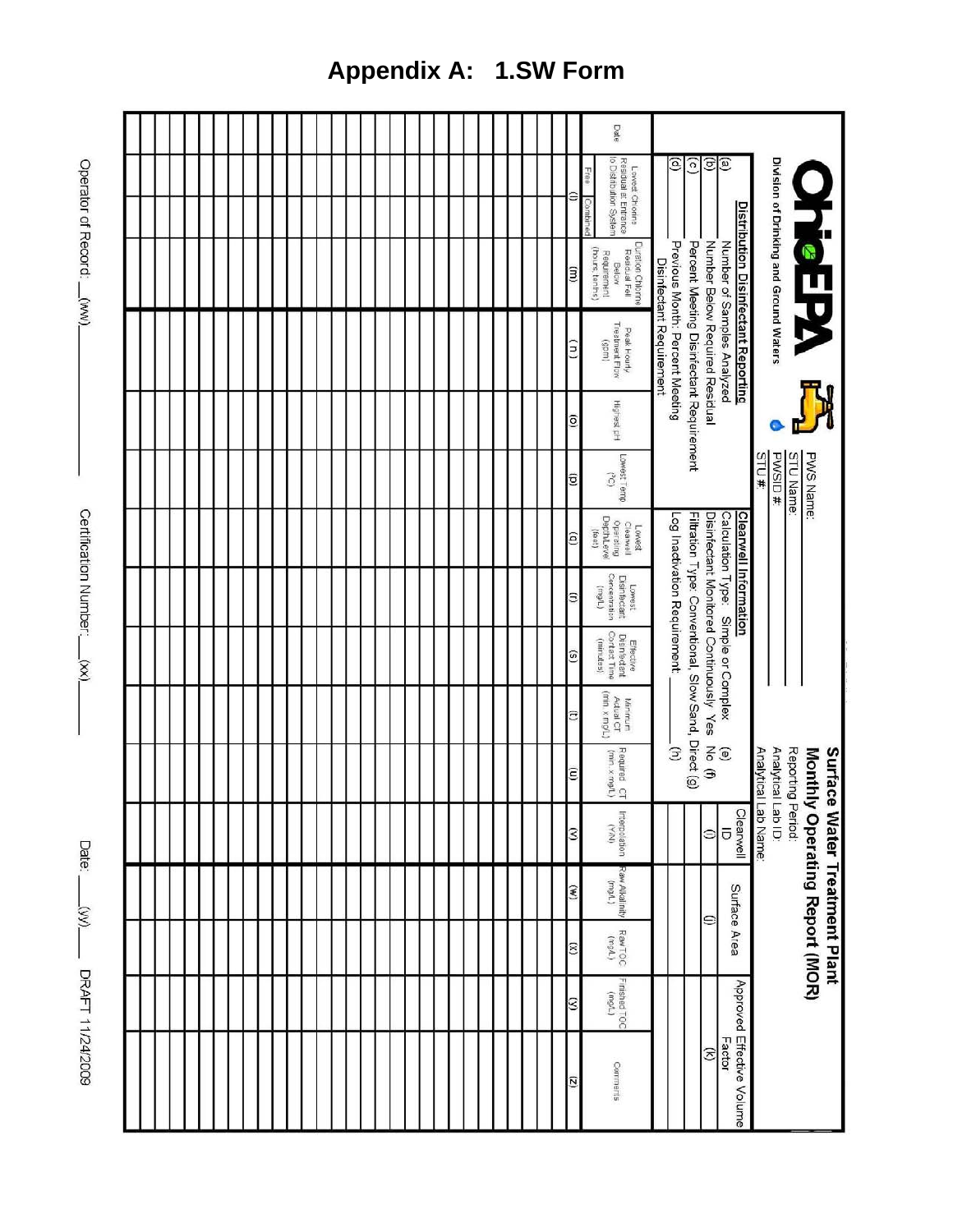# Appendix A: 1.SW Form

Ohio EPA

Division of Drinking and Ground Waters

PWS Name:
STU Name:
PWSID #:
STU #:

**Surface Water Treatment Plant Monthly Operating Report (MOR)**

Reporting Period:
Analytical Lab ID:
Analytical Lab Name:

**Distribution Disinfectant Reporting**

(a) Number of Samples Analyzed
(b) Number Below Required Residual
(c) Percent Meeting Disinfectant Requirement
(d) Previous Month: Percent Meeting Disinfectant Requirement

**Clearwell Information**

Calculation Type: Simple or Complex (e)
Disinfectant Monitored Continuously Yes No (f)
Filtration Type: Conventional, Slow Sand, Direct (g)
Log Inactivation Requirement: ______ (h)

| Clearwell ID | Surface Area | Approved Effective Volume Factor |
|---|---|---|
| (i) | (j) | (k) |
| | | |
| | | |
| | | |

| Date | Lowest Chlorine Residual at Entrance to Distribution System: Free | Lowest Chlorine Residual at Entrance to Distribution System: Combined | Duration Chlorine Residual Fell Below Requirement (hours, tenths) | Peak Hourly Treatment Flow (gpm) | Highest pH | Lowest Temp (°C) | Lowest Clearwell Operating Depth/Level (feet) | Lowest Disinfectant Concentration (mg/L) | Effective Disinfectant Contact Time (minutes) | Minimum Actual CT (min. x mg/L) | Required CT (min. x mg/L) | Interpolation (Y/N) | Raw Alkalinity (mg/L) | Raw TOC (mg/L) | Finished TOC (mg/L) | Comments |
|---|---|---|---|---|---|---|---|---|---|---|---|---|---|---|---|---|
| | (l) | | (m) | (n) | (o) | (p) | (q) | (r) | (s) | (t) | (u) | (v) | (w) | (x) | (y) | (z) |
| | | | | | | | | | | | | | | | | |
| | | | | | | | | | | | | | | | | |
| | | | | | | | | | | | | | | | | |
| | | | | | | | | | | | | | | | | |
| | | | | | | | | | | | | | | | | |
| | | | | | | | | | | | | | | | | |
| | | | | | | | | | | | | | | | | |
| | | | | | | | | | | | | | | | | |
| | | | | | | | | | | | | | | | | |
| | | | | | | | | | | | | | | | | |
| | | | | | | | | | | | | | | | | |
| | | | | | | | | | | | | | | | | |
| | | | | | | | | | | | | | | | | |
| | | | | | | | | | | | | | | | | |
| | | | | | | | | | | | | | | | | |
| | | | | | | | | | | | | | | | | |
| | | | | | | | | | | | | | | | | |
| | | | | | | | | | | | | | | | | |
| | | | | | | | | | | | | | | | | |
| | | | | | | | | | | | | | | | | |
| | | | | | | | | | | | | | | | | |
| | | | | | | | | | | | | | | | | |
| | | | | | | | | | | | | | | | | |
| | | | | | | | | | | | | | | | | |
| | | | | | | | | | | | | | | | | |
| | | | | | | | | | | | | | | | | |
| | | | | | | | | | | | | | | | | |
| | | | | | | | | | | | | | | | | |
| | | | | | | | | | | | | | | | | |
| | | | | | | | | | | | | | | | | |
| | | | | | | | | | | | | | | | | |

Operator of Record: __(ww)__ Certification Number: __(xx)__ Date: __(yy)__ DRAFT 11/24/2009